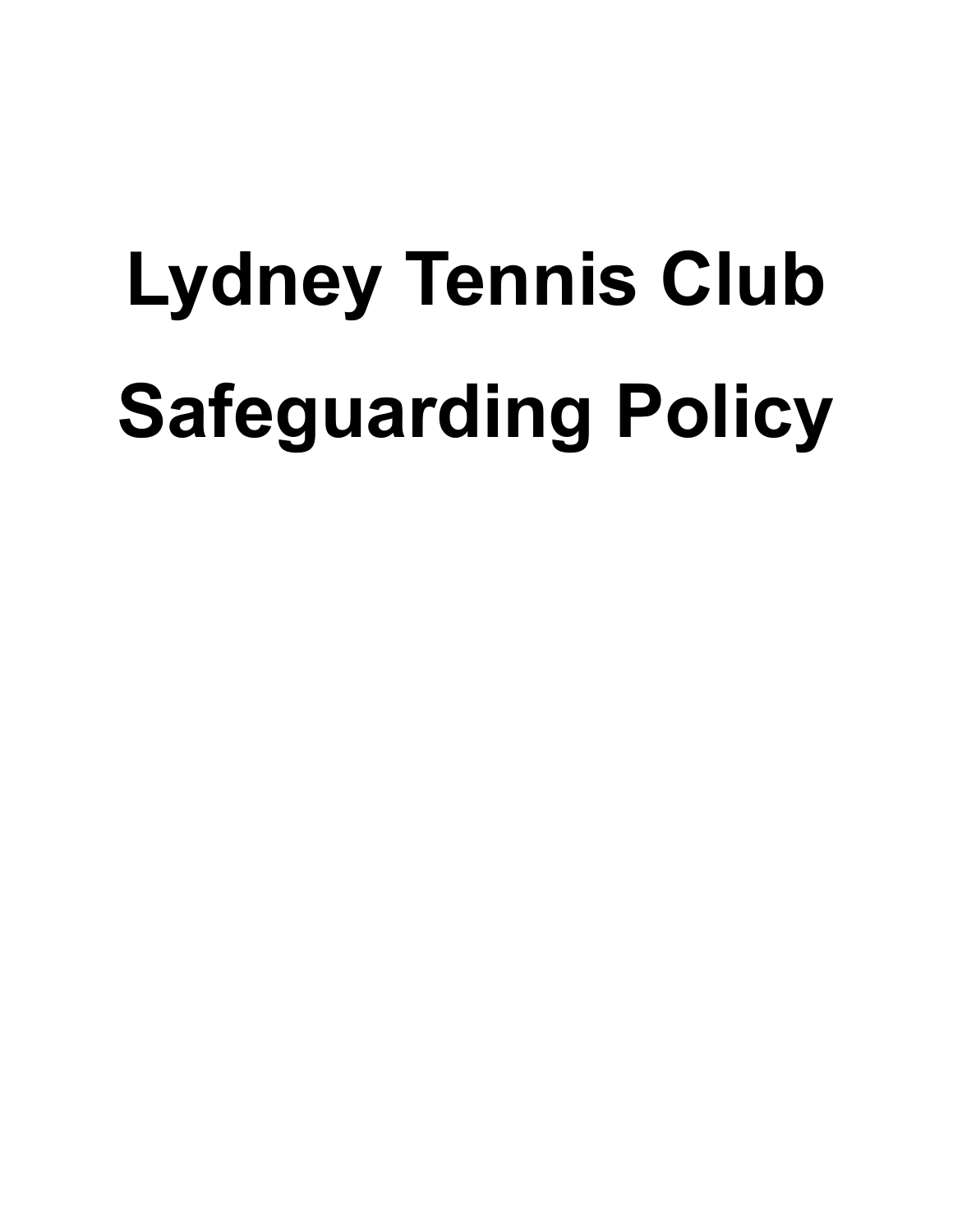# Lydney Tennis Club

# Safeguarding Policy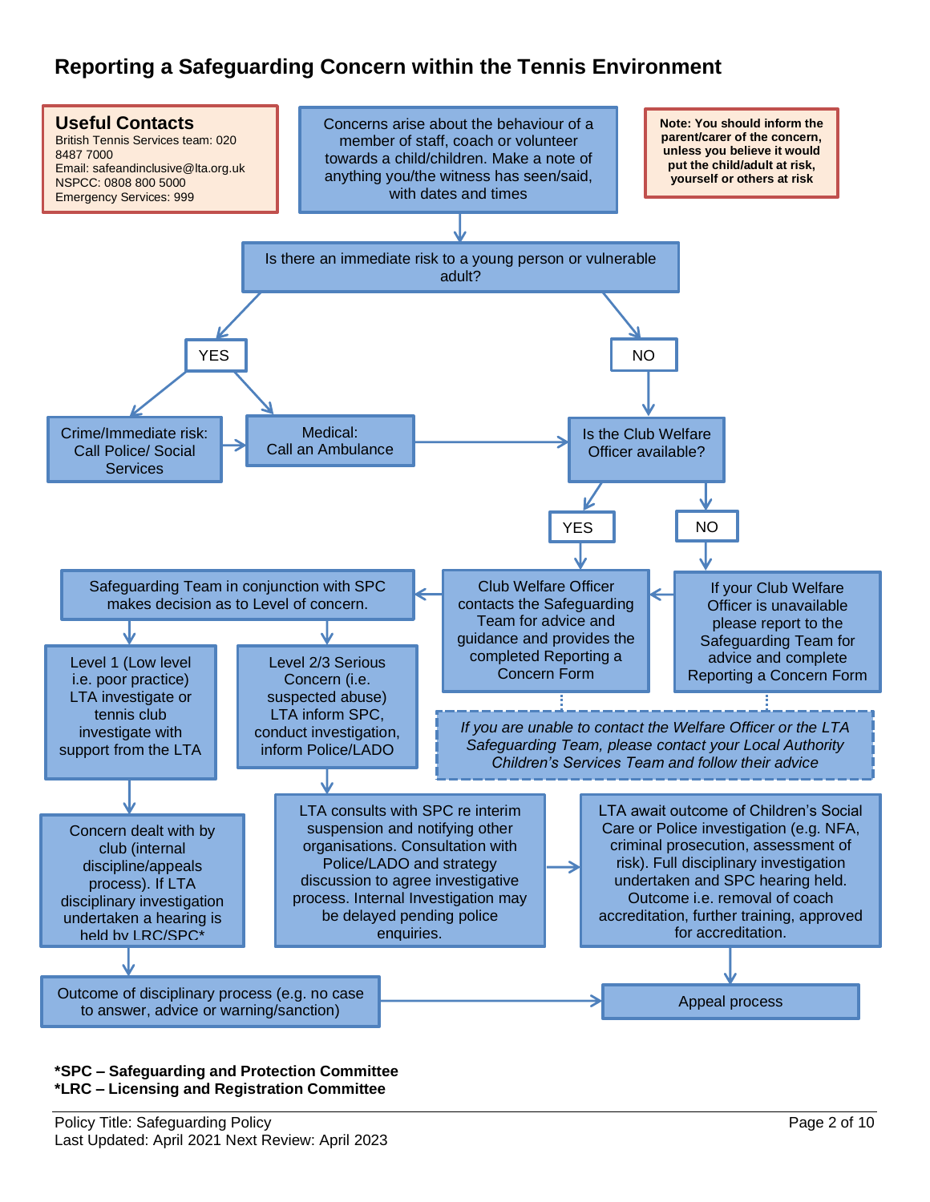# Reporting a Safeguarding Concern within the Tennis Environment

**Useful Contacts**
British Tennis Services team: 020 8487 7000
Email: safeandinclusive@lta.org.uk
NSPCC: 0808 800 5000
Emergency Services: 999

Concerns arise about the behaviour of a member of staff, coach or volunteer towards a child/children. Make a note of anything you/the witness has seen/said, with dates and times

**Note: You should inform the parent/carer of the concern, unless you believe it would put the child/adult at risk, yourself or others at risk**

Is there an immediate risk to a young person or vulnerable adult?

YES

Crime/Immediate risk: Call Police/ Social Services

Medical: Call an Ambulance

NO

Is the Club Welfare Officer available?

YES

Club Welfare Officer contacts the Safeguarding Team for advice and guidance and provides the completed Reporting a Concern Form

NO

If your Club Welfare Officer is unavailable please report to the Safeguarding Team for advice and complete Reporting a Concern Form

*If you are unable to contact the Welfare Officer or the LTA Safeguarding Team, please contact your Local Authority Children's Services Team and follow their advice*

Safeguarding Team in conjunction with SPC makes decision as to Level of concern.

Level 1 (Low level i.e. poor practice) LTA investigate or tennis club investigate with support from the LTA

Concern dealt with by club (internal discipline/appeals process). If LTA disciplinary investigation undertaken a hearing is held by LRC/SPC*

Outcome of disciplinary process (e.g. no case to answer, advice or warning/sanction)

Level 2/3 Serious Concern (i.e. suspected abuse) LTA inform SPC, conduct investigation, inform Police/LADO

LTA consults with SPC re interim suspension and notifying other organisations. Consultation with Police/LADO and strategy discussion to agree investigative process. Internal Investigation may be delayed pending police enquiries.

LTA await outcome of Children's Social Care or Police investigation (e.g. NFA, criminal prosecution, assessment of risk). Full disciplinary investigation undertaken and SPC hearing held. Outcome i.e. removal of coach accreditation, further training, approved for accreditation.

Appeal process

**\*SPC – Safeguarding and Protection Committee**
**\*LRC – Licensing and Registration Committee**

Policy Title: Safeguarding Policy
Last Updated: April 2021 Next Review: April 2023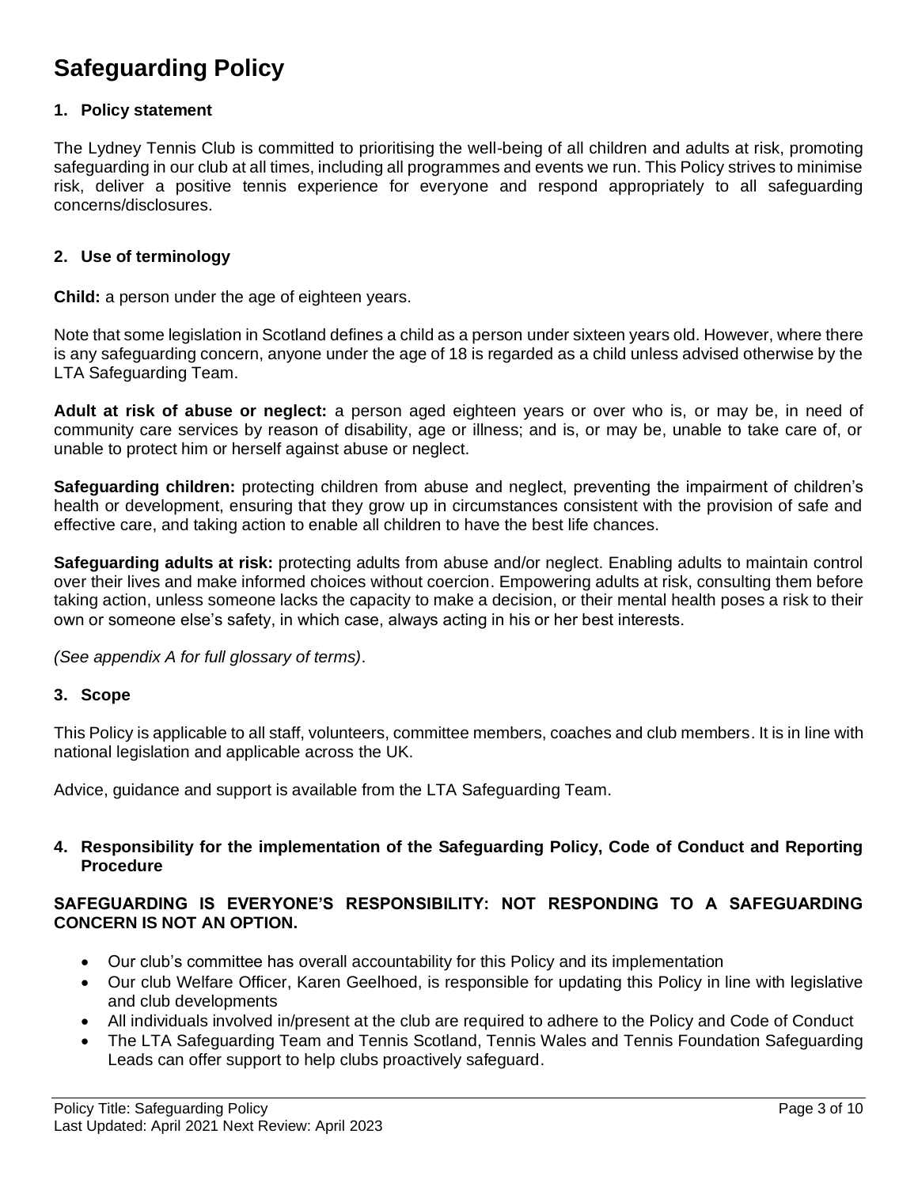# Safeguarding Policy

## 1. Policy statement

The Lydney Tennis Club is committed to prioritising the well-being of all children and adults at risk, promoting safeguarding in our club at all times, including all programmes and events we run. This Policy strives to minimise risk, deliver a positive tennis experience for everyone and respond appropriately to all safeguarding concerns/disclosures.

## 2. Use of terminology

**Child:** a person under the age of eighteen years.

Note that some legislation in Scotland defines a child as a person under sixteen years old. However, where there is any safeguarding concern, anyone under the age of 18 is regarded as a child unless advised otherwise by the LTA Safeguarding Team.

**Adult at risk of abuse or neglect:** a person aged eighteen years or over who is, or may be, in need of community care services by reason of disability, age or illness; and is, or may be, unable to take care of, or unable to protect him or herself against abuse or neglect.

**Safeguarding children:** protecting children from abuse and neglect, preventing the impairment of children's health or development, ensuring that they grow up in circumstances consistent with the provision of safe and effective care, and taking action to enable all children to have the best life chances.

**Safeguarding adults at risk:** protecting adults from abuse and/or neglect. Enabling adults to maintain control over their lives and make informed choices without coercion. Empowering adults at risk, consulting them before taking action, unless someone lacks the capacity to make a decision, or their mental health poses a risk to their own or someone else's safety, in which case, always acting in his or her best interests.

*(See appendix A for full glossary of terms)*.

## 3. Scope

This Policy is applicable to all staff, volunteers, committee members, coaches and club members. It is in line with national legislation and applicable across the UK.

Advice, guidance and support is available from the LTA Safeguarding Team.

## 4. Responsibility for the implementation of the Safeguarding Policy, Code of Conduct and Reporting Procedure

**SAFEGUARDING IS EVERYONE'S RESPONSIBILITY: NOT RESPONDING TO A SAFEGUARDING CONCERN IS NOT AN OPTION.**

- Our club's committee has overall accountability for this Policy and its implementation
- Our club Welfare Officer, Karen Geelhoed, is responsible for updating this Policy in line with legislative and club developments
- All individuals involved in/present at the club are required to adhere to the Policy and Code of Conduct
- The LTA Safeguarding Team and Tennis Scotland, Tennis Wales and Tennis Foundation Safeguarding Leads can offer support to help clubs proactively safeguard.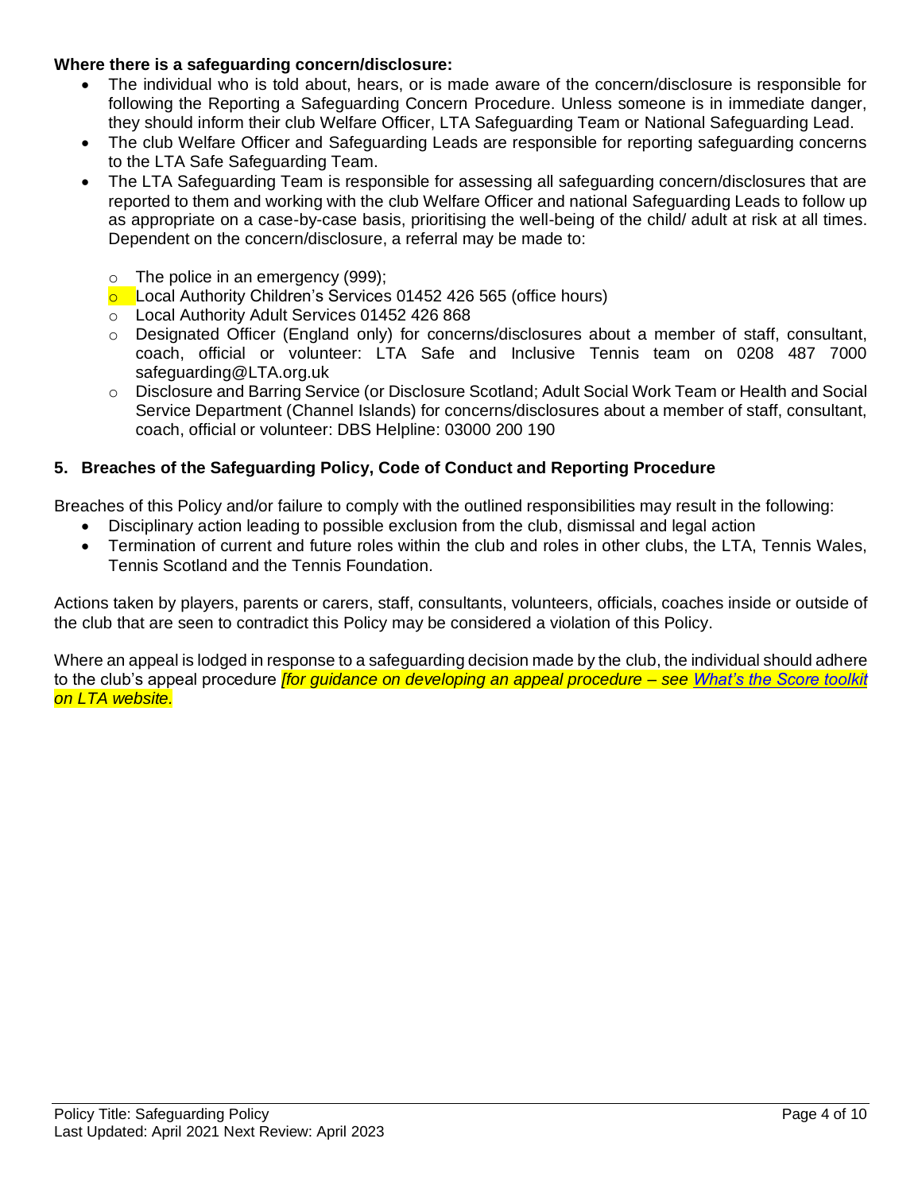**Where there is a safeguarding concern/disclosure:**

- The individual who is told about, hears, or is made aware of the concern/disclosure is responsible for following the Reporting a Safeguarding Concern Procedure. Unless someone is in immediate danger, they should inform their club Welfare Officer, LTA Safeguarding Team or National Safeguarding Lead.
- The club Welfare Officer and Safeguarding Leads are responsible for reporting safeguarding concerns to the LTA Safe Safeguarding Team.
- The LTA Safeguarding Team is responsible for assessing all safeguarding concern/disclosures that are reported to them and working with the club Welfare Officer and national Safeguarding Leads to follow up as appropriate on a case-by-case basis, prioritising the well-being of the child/ adult at risk at all times. Dependent on the concern/disclosure, a referral may be made to:
  - The police in an emergency (999);
  - Local Authority Children's Services 01452 426 565 (office hours)
  - Local Authority Adult Services 01452 426 868
  - Designated Officer (England only) for concerns/disclosures about a member of staff, consultant, coach, official or volunteer: LTA Safe and Inclusive Tennis team on 0208 487 7000 safeguarding@LTA.org.uk
  - Disclosure and Barring Service (or Disclosure Scotland; Adult Social Work Team or Health and Social Service Department (Channel Islands) for concerns/disclosures about a member of staff, consultant, coach, official or volunteer: DBS Helpline: 03000 200 190

## 5. Breaches of the Safeguarding Policy, Code of Conduct and Reporting Procedure

Breaches of this Policy and/or failure to comply with the outlined responsibilities may result in the following:

- Disciplinary action leading to possible exclusion from the club, dismissal and legal action
- Termination of current and future roles within the club and roles in other clubs, the LTA, Tennis Wales, Tennis Scotland and the Tennis Foundation.

Actions taken by players, parents or carers, staff, consultants, volunteers, officials, coaches inside or outside of the club that are seen to contradict this Policy may be considered a violation of this Policy.

Where an appeal is lodged in response to a safeguarding decision made by the club, the individual should adhere to the club's appeal procedure *[for guidance on developing an appeal procedure – see What's the Score toolkit on LTA website.*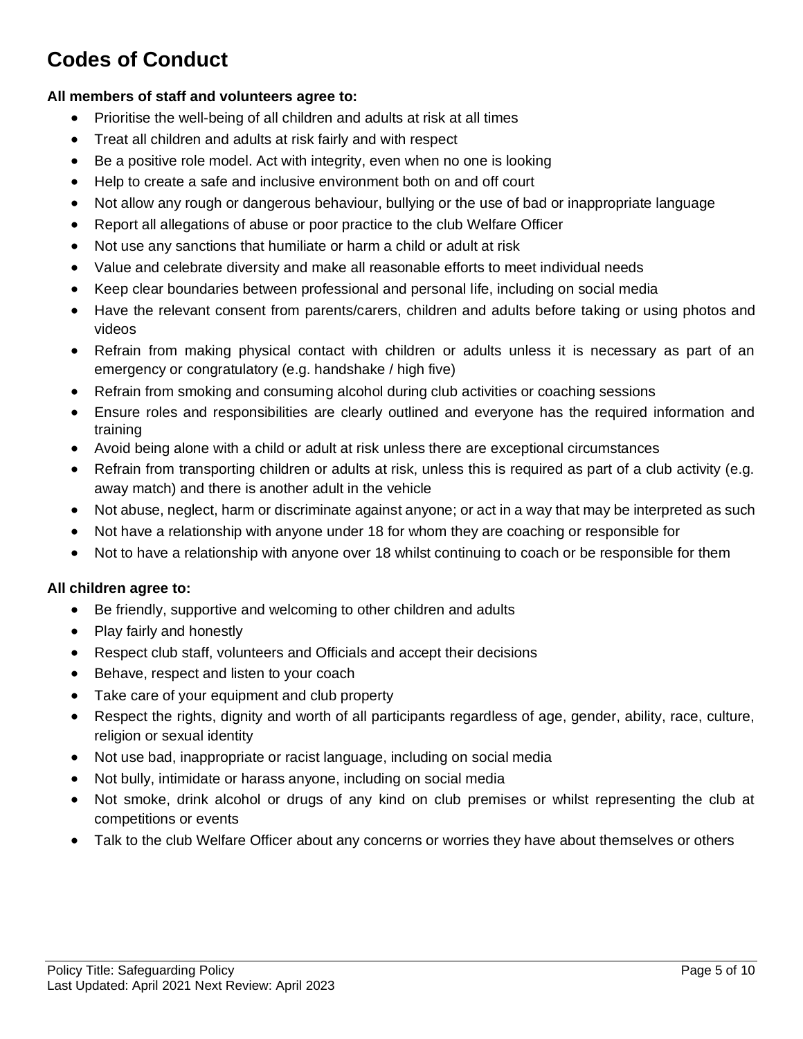# Codes of Conduct

**All members of staff and volunteers agree to:**

- Prioritise the well-being of all children and adults at risk at all times
- Treat all children and adults at risk fairly and with respect
- Be a positive role model. Act with integrity, even when no one is looking
- Help to create a safe and inclusive environment both on and off court
- Not allow any rough or dangerous behaviour, bullying or the use of bad or inappropriate language
- Report all allegations of abuse or poor practice to the club Welfare Officer
- Not use any sanctions that humiliate or harm a child or adult at risk
- Value and celebrate diversity and make all reasonable efforts to meet individual needs
- Keep clear boundaries between professional and personal life, including on social media
- Have the relevant consent from parents/carers, children and adults before taking or using photos and videos
- Refrain from making physical contact with children or adults unless it is necessary as part of an emergency or congratulatory (e.g. handshake / high five)
- Refrain from smoking and consuming alcohol during club activities or coaching sessions
- Ensure roles and responsibilities are clearly outlined and everyone has the required information and training
- Avoid being alone with a child or adult at risk unless there are exceptional circumstances
- Refrain from transporting children or adults at risk, unless this is required as part of a club activity (e.g. away match) and there is another adult in the vehicle
- Not abuse, neglect, harm or discriminate against anyone; or act in a way that may be interpreted as such
- Not have a relationship with anyone under 18 for whom they are coaching or responsible for
- Not to have a relationship with anyone over 18 whilst continuing to coach or be responsible for them

**All children agree to:**

- Be friendly, supportive and welcoming to other children and adults
- Play fairly and honestly
- Respect club staff, volunteers and Officials and accept their decisions
- Behave, respect and listen to your coach
- Take care of your equipment and club property
- Respect the rights, dignity and worth of all participants regardless of age, gender, ability, race, culture, religion or sexual identity
- Not use bad, inappropriate or racist language, including on social media
- Not bully, intimidate or harass anyone, including on social media
- Not smoke, drink alcohol or drugs of any kind on club premises or whilst representing the club at competitions or events
- Talk to the club Welfare Officer about any concerns or worries they have about themselves or others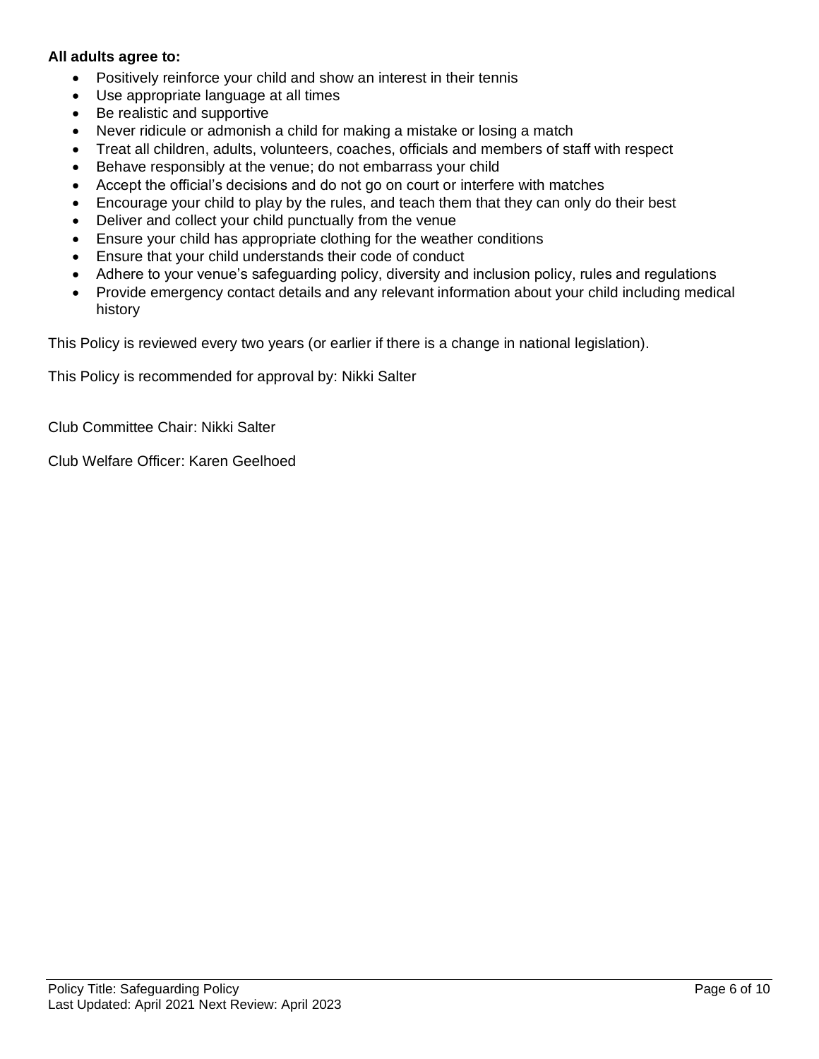**All adults agree to:**

- Positively reinforce your child and show an interest in their tennis
- Use appropriate language at all times
- Be realistic and supportive
- Never ridicule or admonish a child for making a mistake or losing a match
- Treat all children, adults, volunteers, coaches, officials and members of staff with respect
- Behave responsibly at the venue; do not embarrass your child
- Accept the official's decisions and do not go on court or interfere with matches
- Encourage your child to play by the rules, and teach them that they can only do their best
- Deliver and collect your child punctually from the venue
- Ensure your child has appropriate clothing for the weather conditions
- Ensure that your child understands their code of conduct
- Adhere to your venue's safeguarding policy, diversity and inclusion policy, rules and regulations
- Provide emergency contact details and any relevant information about your child including medical history

This Policy is reviewed every two years (or earlier if there is a change in national legislation).

This Policy is recommended for approval by: Nikki Salter

Club Committee Chair: Nikki Salter

Club Welfare Officer: Karen Geelhoed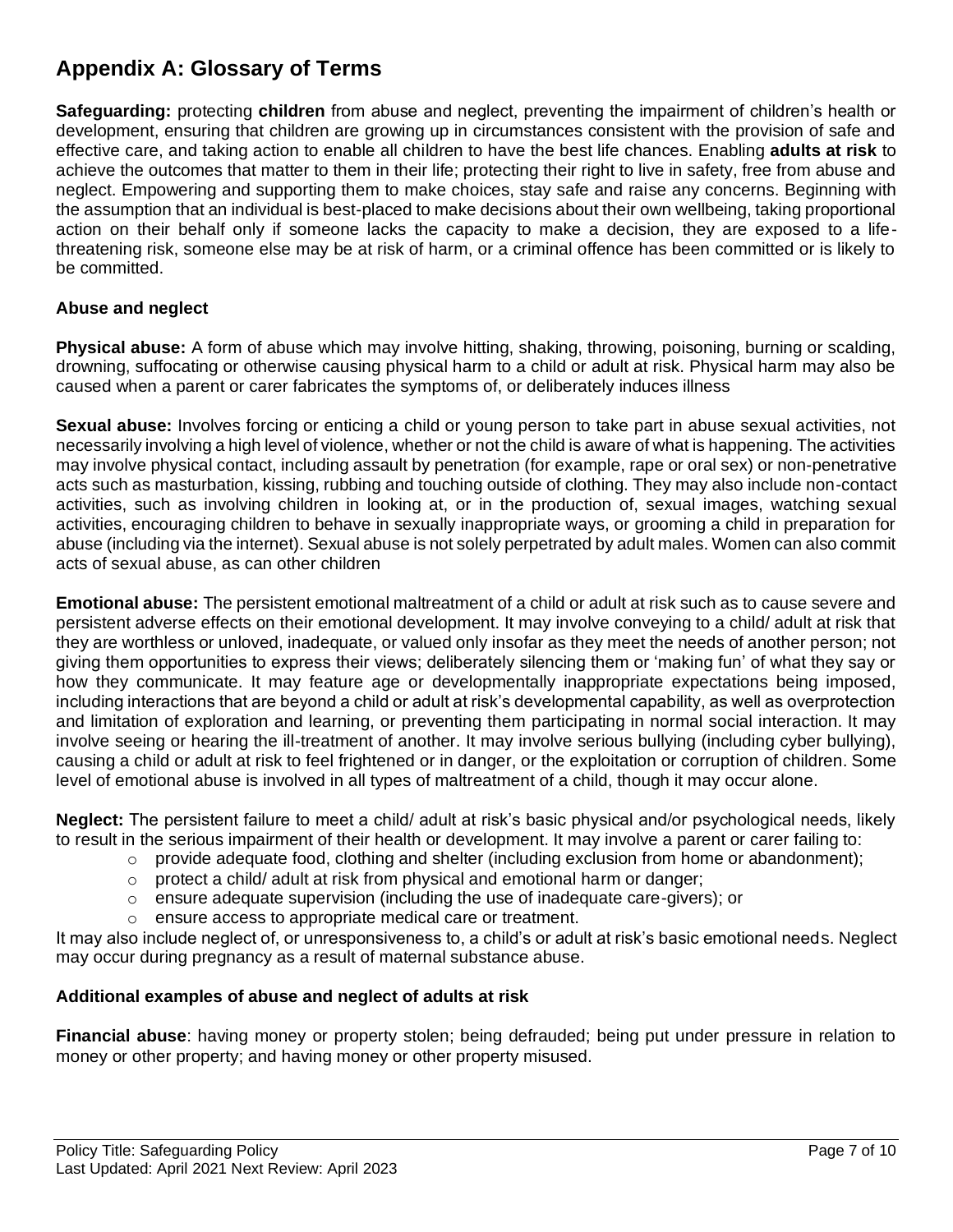# Appendix A: Glossary of Terms

**Safeguarding:** protecting **children** from abuse and neglect, preventing the impairment of children's health or development, ensuring that children are growing up in circumstances consistent with the provision of safe and effective care, and taking action to enable all children to have the best life chances. Enabling **adults at risk** to achieve the outcomes that matter to them in their life; protecting their right to live in safety, free from abuse and neglect. Empowering and supporting them to make choices, stay safe and raise any concerns. Beginning with the assumption that an individual is best-placed to make decisions about their own wellbeing, taking proportional action on their behalf only if someone lacks the capacity to make a decision, they are exposed to a life-threatening risk, someone else may be at risk of harm, or a criminal offence has been committed or is likely to be committed.

### Abuse and neglect

**Physical abuse:** A form of abuse which may involve hitting, shaking, throwing, poisoning, burning or scalding, drowning, suffocating or otherwise causing physical harm to a child or adult at risk. Physical harm may also be caused when a parent or carer fabricates the symptoms of, or deliberately induces illness

**Sexual abuse:** Involves forcing or enticing a child or young person to take part in abuse sexual activities, not necessarily involving a high level of violence, whether or not the child is aware of what is happening. The activities may involve physical contact, including assault by penetration (for example, rape or oral sex) or non-penetrative acts such as masturbation, kissing, rubbing and touching outside of clothing. They may also include non-contact activities, such as involving children in looking at, or in the production of, sexual images, watching sexual activities, encouraging children to behave in sexually inappropriate ways, or grooming a child in preparation for abuse (including via the internet). Sexual abuse is not solely perpetrated by adult males. Women can also commit acts of sexual abuse, as can other children

**Emotional abuse:** The persistent emotional maltreatment of a child or adult at risk such as to cause severe and persistent adverse effects on their emotional development. It may involve conveying to a child/ adult at risk that they are worthless or unloved, inadequate, or valued only insofar as they meet the needs of another person; not giving them opportunities to express their views; deliberately silencing them or 'making fun' of what they say or how they communicate. It may feature age or developmentally inappropriate expectations being imposed, including interactions that are beyond a child or adult at risk's developmental capability, as well as overprotection and limitation of exploration and learning, or preventing them participating in normal social interaction. It may involve seeing or hearing the ill-treatment of another. It may involve serious bullying (including cyber bullying), causing a child or adult at risk to feel frightened or in danger, or the exploitation or corruption of children. Some level of emotional abuse is involved in all types of maltreatment of a child, though it may occur alone.

**Neglect:** The persistent failure to meet a child/ adult at risk's basic physical and/or psychological needs, likely to result in the serious impairment of their health or development. It may involve a parent or carer failing to:

- provide adequate food, clothing and shelter (including exclusion from home or abandonment);
- protect a child/ adult at risk from physical and emotional harm or danger;
- ensure adequate supervision (including the use of inadequate care-givers); or
- ensure access to appropriate medical care or treatment.

It may also include neglect of, or unresponsiveness to, a child's or adult at risk's basic emotional needs. Neglect may occur during pregnancy as a result of maternal substance abuse.

### Additional examples of abuse and neglect of adults at risk

**Financial abuse**: having money or property stolen; being defrauded; being put under pressure in relation to money or other property; and having money or other property misused.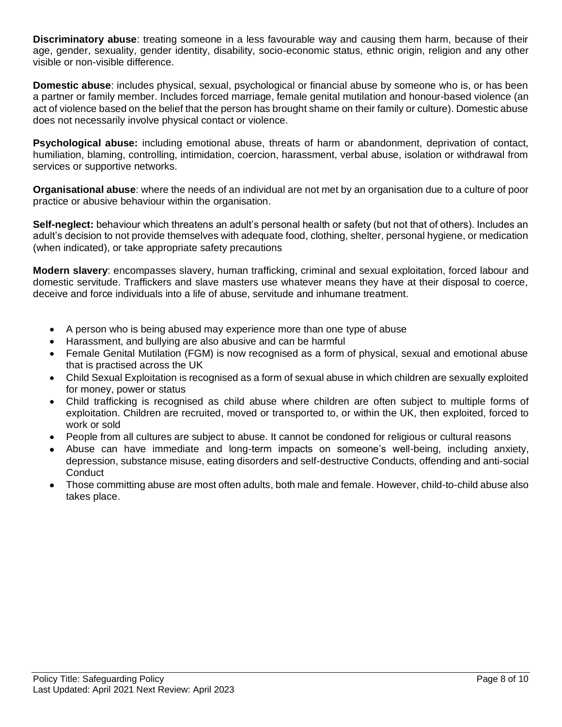**Discriminatory abuse**: treating someone in a less favourable way and causing them harm, because of their age, gender, sexuality, gender identity, disability, socio-economic status, ethnic origin, religion and any other visible or non-visible difference.

**Domestic abuse**: includes physical, sexual, psychological or financial abuse by someone who is, or has been a partner or family member. Includes forced marriage, female genital mutilation and honour-based violence (an act of violence based on the belief that the person has brought shame on their family or culture). Domestic abuse does not necessarily involve physical contact or violence.

**Psychological abuse:** including emotional abuse, threats of harm or abandonment, deprivation of contact, humiliation, blaming, controlling, intimidation, coercion, harassment, verbal abuse, isolation or withdrawal from services or supportive networks.

**Organisational abuse**: where the needs of an individual are not met by an organisation due to a culture of poor practice or abusive behaviour within the organisation.

**Self-neglect:** behaviour which threatens an adult's personal health or safety (but not that of others). Includes an adult's decision to not provide themselves with adequate food, clothing, shelter, personal hygiene, or medication (when indicated), or take appropriate safety precautions

**Modern slavery**: encompasses slavery, human trafficking, criminal and sexual exploitation, forced labour and domestic servitude. Traffickers and slave masters use whatever means they have at their disposal to coerce, deceive and force individuals into a life of abuse, servitude and inhumane treatment.

- A person who is being abused may experience more than one type of abuse
- Harassment, and bullying are also abusive and can be harmful
- Female Genital Mutilation (FGM) is now recognised as a form of physical, sexual and emotional abuse that is practised across the UK
- Child Sexual Exploitation is recognised as a form of sexual abuse in which children are sexually exploited for money, power or status
- Child trafficking is recognised as child abuse where children are often subject to multiple forms of exploitation. Children are recruited, moved or transported to, or within the UK, then exploited, forced to work or sold
- People from all cultures are subject to abuse. It cannot be condoned for religious or cultural reasons
- Abuse can have immediate and long-term impacts on someone's well-being, including anxiety, depression, substance misuse, eating disorders and self-destructive Conducts, offending and anti-social Conduct
- Those committing abuse are most often adults, both male and female. However, child-to-child abuse also takes place.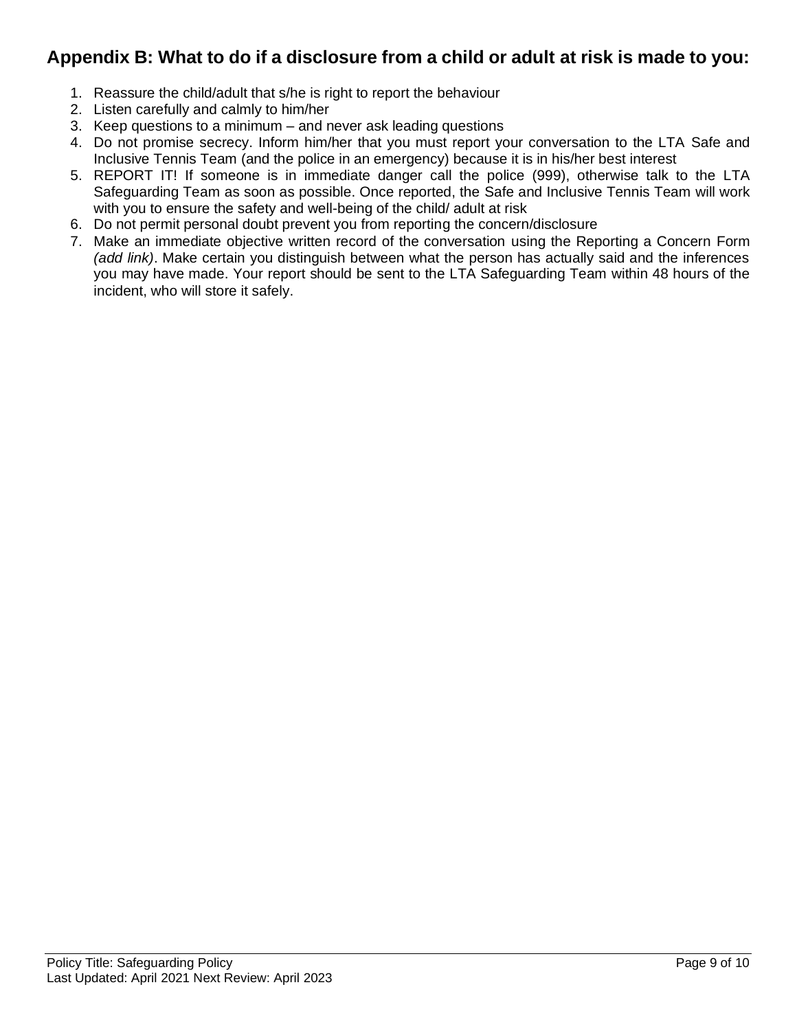## Appendix B: What to do if a disclosure from a child or adult at risk is made to you:

1. Reassure the child/adult that s/he is right to report the behaviour
2. Listen carefully and calmly to him/her
3. Keep questions to a minimum – and never ask leading questions
4. Do not promise secrecy. Inform him/her that you must report your conversation to the LTA Safe and Inclusive Tennis Team (and the police in an emergency) because it is in his/her best interest
5. REPORT IT! If someone is in immediate danger call the police (999), otherwise talk to the LTA Safeguarding Team as soon as possible. Once reported, the Safe and Inclusive Tennis Team will work with you to ensure the safety and well-being of the child/ adult at risk
6. Do not permit personal doubt prevent you from reporting the concern/disclosure
7. Make an immediate objective written record of the conversation using the Reporting a Concern Form *(add link)*. Make certain you distinguish between what the person has actually said and the inferences you may have made. Your report should be sent to the LTA Safeguarding Team within 48 hours of the incident, who will store it safely.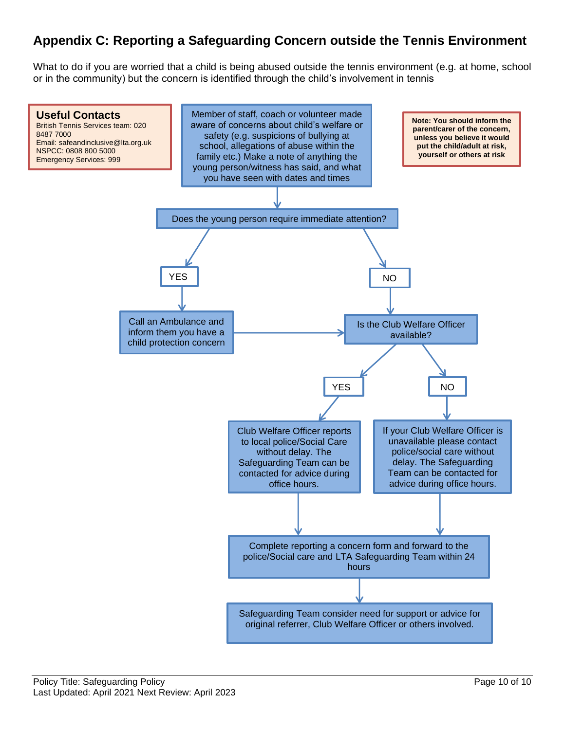# Appendix C: Reporting a Safeguarding Concern outside the Tennis Environment

What to do if you are worried that a child is being abused outside the tennis environment (e.g. at home, school or in the community) but the concern is identified through the child's involvement in tennis

**Useful Contacts**
British Tennis Services team: 020 8487 7000
Email: safeandinclusive@lta.org.uk
NSPCC: 0808 800 5000
Emergency Services: 999

Member of staff, coach or volunteer made aware of concerns about child's welfare or safety (e.g. suspicions of bullying at school, allegations of abuse within the family etc.) Make a note of anything the young person/witness has said, and what you have seen with dates and times

**Note: You should inform the parent/carer of the concern, unless you believe it would put the child/adult at risk, yourself or others at risk**

Does the young person require immediate attention?

YES

Call an Ambulance and inform them you have a child protection concern

NO

Is the Club Welfare Officer available?

YES

Club Welfare Officer reports to local police/Social Care without delay. The Safeguarding Team can be contacted for advice during office hours.

NO

If your Club Welfare Officer is unavailable please contact police/social care without delay. The Safeguarding Team can be contacted for advice during office hours.

Complete reporting a concern form and forward to the police/Social care and LTA Safeguarding Team within 24 hours

Safeguarding Team consider need for support or advice for original referrer, Club Welfare Officer or others involved.

Policy Title: Safeguarding Policy
Last Updated: April 2021 Next Review: April 2023